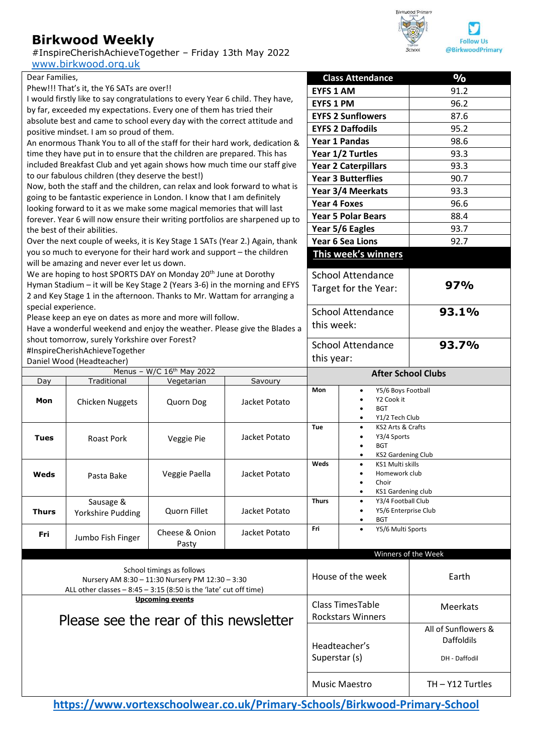# Birkwood Weekly

#InspireCherishAchieveTogether – Friday 13th May 2022

www.birkwood.org.uk

Follow Us @BirkwoodPrimary

Dear Families,

Phew!!! That's it, the Y6 SATs are over!!

I would firstly like to say congratulations to every Year 6 child. They have, by far, exceeded my expectations. Every one of them has tried their absolute best and came to school every day with the correct attitude and positive mindset. I am so proud of them.

An enormous Thank You to all of the staff for their hard work, dedication & time they have put in to ensure that the children are prepared. This has included Breakfast Club and yet again shows how much time our staff give to our fabulous children (they deserve the best!)

Now, both the staff and the children, can relax and look forward to what is going to be fantastic experience in London. I know that I am definitely looking forward to it as we make some magical memories that will last forever. Year 6 will now ensure their writing portfolios are sharpened up to the best of their abilities.

Over the next couple of weeks, it is Key Stage 1 SATs (Year 2.) Again, thank you so much to everyone for their hard work and support – the children will be amazing and never ever let us down.

We are hoping to host SPORTS DAY on Monday 20th June at Dorothy Hyman Stadium – it will be Key Stage 2 (Years 3-6) in the morning and EYFS 2 and Key Stage 1 in the afternoon. Thanks to Mr. Wattam for arranging a special experience.

Please keep an eye on dates as more and more will follow.

Have a wonderful weekend and enjoy the weather. Please give the Blades a shout tomorrow, surely Yorkshire over Forest?

#InspireCherishAchieveTogether

Daniel Wood (Headteacher)

| Class Attendance | % |
|---|---|
| EYFS 1 AM | 91.2 |
| EYFS 1 PM | 96.2 |
| EYFS 2 Sunflowers | 87.6 |
| EYFS 2 Daffodils | 95.2 |
| Year 1 Pandas | 98.6 |
| Year 1/2 Turtles | 93.3 |
| Year 2 Caterpillars | 93.3 |
| Year 3 Butterflies | 90.7 |
| Year 3/4 Meerkats | 93.3 |
| Year 4 Foxes | 96.6 |
| Year 5 Polar Bears | 88.4 |
| Year 5/6 Eagles | 93.7 |
| Year 6 Sea Lions | 92.7 |
| **This week's winners** | |
| School Attendance Target for the Year: | **97%** |
| School Attendance this week: | **93.1%** |
| School Attendance this year: | **93.7%** |

Menus – W/C 16th May 2022

| Day | Traditional | Vegetarian | Savoury |
|---|---|---|---|
| **Mon** | Chicken Nuggets | Quorn Dog | Jacket Potato |
| **Tues** | Roast Pork | Veggie Pie | Jacket Potato |
| **Weds** | Pasta Bake | Veggie Paella | Jacket Potato |
| **Thurs** | Sausage & Yorkshire Pudding | Quorn Fillet | Jacket Potato |
| **Fri** | Jumbo Fish Finger | Cheese & Onion Pasty | Jacket Potato |

**After School Clubs**

| Day | Clubs |
|---|---|
| **Mon** | Y5/6 Boys Football; Y2 Cook it; BGT; Y1/2 Tech Club |
| **Tue** | KS2 Arts & Crafts; Y3/4 Sports; BGT; KS2 Gardening Club |
| **Weds** | KS1 Multi skills; Homework club; Choir; KS1 Gardening club |
| **Thurs** | Y3/4 Football Club; Y5/6 Enterprise Club; BGT |
| **Fri** | Y5/6 Multi Sports |

School timings as follows

Nursery AM 8:30 – 11:30 Nursery PM 12:30 – 3:30

ALL other classes – 8:45 – 3:15 (8:50 is the 'late' cut off time)

**Upcoming events**

Please see the rear of this newsletter

Winners of the Week

| | |
|---|---|
| House of the week | Earth |
| Class TimesTable Rockstars Winners | Meerkats |
| Headteacher's Superstar (s) | All of Sunflowers & Dafoldils<br>DH - Daffodil |
| Music Maestro | TH – Y12 Turtles |

**https://www.vortexschoolwear.co.uk/Primary-Schools/Birkwood-Primary-School**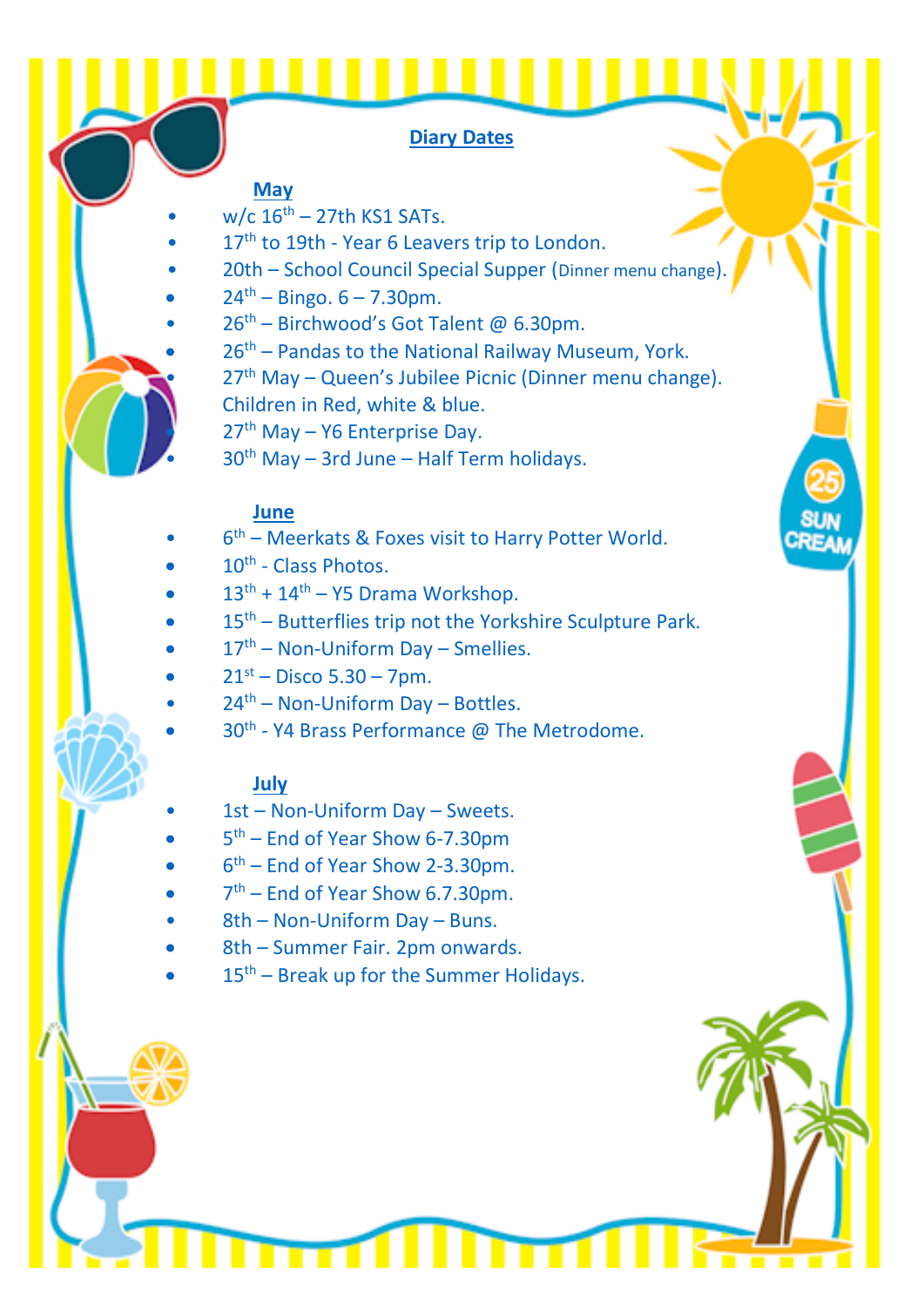## Diary Dates

### May

- w/c 16th – 27th KS1 SATs.
- 17th to 19th - Year 6 Leavers trip to London.
- 20th – School Council Special Supper (Dinner menu change).
- 24th – Bingo. 6 – 7.30pm.
- 26th – Birchwood's Got Talent @ 6.30pm.
- 26th – Pandas to the National Railway Museum, York.
- 27th May – Queen's Jubilee Picnic (Dinner menu change). Children in Red, white & blue.
- 27th May – Y6 Enterprise Day.
- 30th May – 3rd June – Half Term holidays.

### June

- 6th – Meerkats & Foxes visit to Harry Potter World.
- 10th - Class Photos.
- 13th + 14th – Y5 Drama Workshop.
- 15th – Butterflies trip not the Yorkshire Sculpture Park.
- 17th – Non-Uniform Day – Smellies.
- 21st – Disco 5.30 – 7pm.
- 24th – Non-Uniform Day – Bottles.
- 30th - Y4 Brass Performance @ The Metrodome.

### July

- 1st – Non-Uniform Day – Sweets.
- 5th – End of Year Show 6-7.30pm
- 6th – End of Year Show 2-3.30pm.
- 7th – End of Year Show 6.7.30pm.
- 8th – Non-Uniform Day – Buns.
- 8th – Summer Fair. 2pm onwards.
- 15th – Break up for the Summer Holidays.